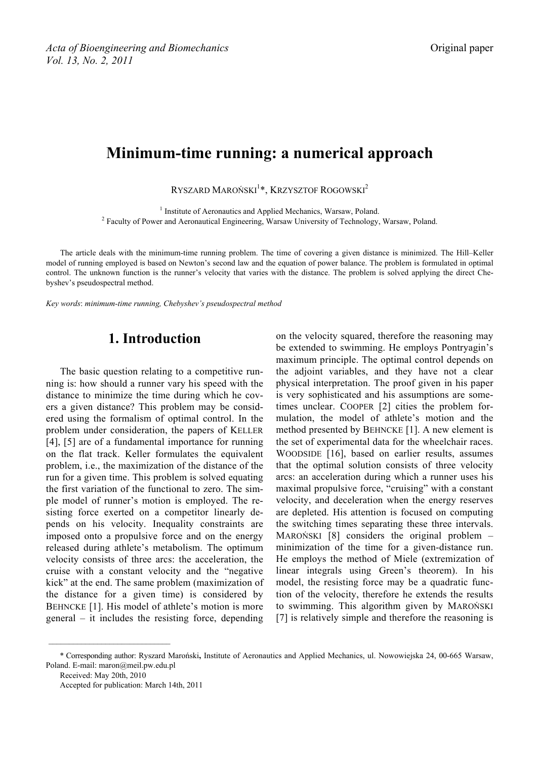# Minimum-time running: a numerical approach

RYSZARD MAROŃSKI[1]*, KRZYSZTOF ROGOWSKI[2]

[1] Institute of Aeronautics and Applied Mechanics, Warsaw, Poland.
[2] Faculty of Power and Aeronautical Engineering, Warsaw University of Technology, Warsaw, Poland.

The article deals with the minimum-time running problem. The time of covering a given distance is minimized. The Hill–Keller model of running employed is based on Newton's second law and the equation of power balance. The problem is formulated in optimal control. The unknown function is the runner's velocity that varies with the distance. The problem is solved applying the direct Chebyshev's pseudospectral method.

*Key words*: *minimum-time running, Chebyshev's pseudospectral method*

## 1. Introduction

The basic question relating to a competitive running is: how should a runner vary his speed with the distance to minimize the time during which he covers a given distance? This problem may be considered using the formalism of optimal control. In the problem under consideration, the papers of KELLER [4], [5] are of a fundamental importance for running on the flat track. Keller formulates the equivalent problem, i.e., the maximization of the distance of the run for a given time. This problem is solved equating the first variation of the functional to zero. The simple model of runner's motion is employed. The resisting force exerted on a competitor linearly depends on his velocity. Inequality constraints are imposed onto a propulsive force and on the energy released during athlete's metabolism. The optimum velocity consists of three arcs: the acceleration, the cruise with a constant velocity and the "negative kick" at the end. The same problem (maximization of the distance for a given time) is considered by BEHNCKE [1]. His model of athlete's motion is more general – it includes the resisting force, depending on the velocity squared, therefore the reasoning may be extended to swimming. He employs Pontryagin's maximum principle. The optimal control depends on the adjoint variables, and they have not a clear physical interpretation. The proof given in his paper is very sophisticated and his assumptions are sometimes unclear. COOPER [2] cities the problem formulation, the model of athlete's motion and the method presented by BEHNCKE [1]. A new element is the set of experimental data for the wheelchair races. WOODSIDE [16], based on earlier results, assumes that the optimal solution consists of three velocity arcs: an acceleration during which a runner uses his maximal propulsive force, "cruising" with a constant velocity, and deceleration when the energy reserves are depleted. His attention is focused on computing the switching times separating these three intervals. MAROŃSKI [8] considers the original problem – minimization of the time for a given-distance run. He employs the method of Miele (extremization of linear integrals using Green's theorem). In his model, the resisting force may be a quadratic function of the velocity, therefore he extends the results to swimming. This algorithm given by MAROŃSKI [7] is relatively simple and therefore the reasoning is

\* Corresponding author: Ryszard Maroński, Institute of Aeronautics and Applied Mechanics, ul. Nowowiejska 24, 00-665 Warsaw, Poland. E-mail: maron@meil.pw.edu.pl

Received: May 20th, 2010

Accepted for publication: March 14th, 2011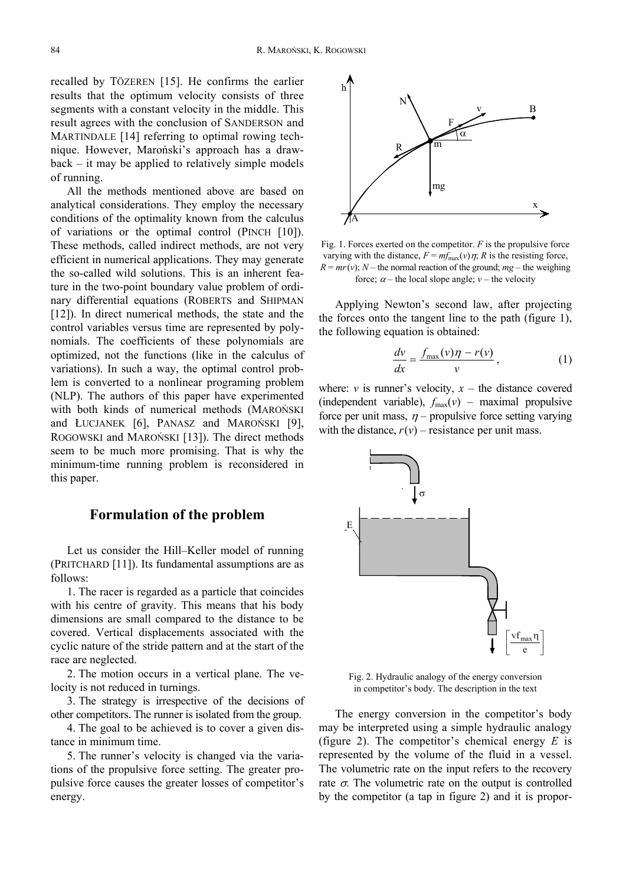recalled by TÖZEREN [15]. He confirms the earlier results that the optimum velocity consists of three segments with a constant velocity in the middle. This result agrees with the conclusion of SANDERSON and MARTINDALE [14] referring to optimal rowing technique. However, Maroński's approach has a drawback – it may be applied to relatively simple models of running.

All the methods mentioned above are based on analytical considerations. They employ the necessary conditions of the optimality known from the calculus of variations or the optimal control (PINCH [10]). These methods, called indirect methods, are not very efficient in numerical applications. They may generate the so-called wild solutions. This is an inherent feature in the two-point boundary value problem of ordinary differential equations (ROBERTS and SHIPMAN [12]). In direct numerical methods, the state and the control variables versus time are represented by polynomials. The coefficients of these polynomials are optimized, not the functions (like in the calculus of variations). In such a way, the optimal control problem is converted to a nonlinear programing problem (NLP). The authors of this paper have experimented with both kinds of numerical methods (MAROŃSKI and ŁUCJANEK [6], PANASZ and MAROŃSKI [9], ROGOWSKI and MAROŃSKI [13]). The direct methods seem to be much more promising. That is why the minimum-time running problem is reconsidered in this paper.

## Formulation of the problem

Let us consider the Hill–Keller model of running (PRITCHARD [11]). Its fundamental assumptions are as follows:

1. The racer is regarded as a particle that coincides with his centre of gravity. This means that his body dimensions are small compared to the distance to be covered. Vertical displacements associated with the cyclic nature of the stride pattern and at the start of the race are neglected.

2. The motion occurs in a vertical plane. The velocity is not reduced in turnings.

3. The strategy is irrespective of the decisions of other competitors. The runner is isolated from the group.

4. The goal to be achieved is to cover a given distance in minimum time.

5. The runner's velocity is changed via the variations of the propulsive force setting. The greater propulsive force causes the greater losses of competitor's energy.

Fig. 1. Forces exerted on the competitor. $F$ is the propulsive force varying with the distance, $F = mf_{\max}(v)\eta$; $R$ is the resisting force, $R = mr(v)$; $N$ – the normal reaction of the ground; $mg$ – the weighing force; $\alpha$ – the local slope angle; $v$ – the velocity

Applying Newton's second law, after projecting the forces onto the tangent line to the path (figure 1), the following equation is obtained:

$$\frac{dv}{dx} = \frac{f_{\max}(v)\eta - r(v)}{v}, \tag{1}$$

where: $v$ is runner's velocity, $x$ – the distance covered (independent variable), $f_{\max}(v)$ – maximal propulsive force per unit mass, $\eta$ – propulsive force setting varying with the distance, $r(v)$ – resistance per unit mass.

Fig. 2. Hydraulic analogy of the energy conversion in competitor's body. The description in the text

The energy conversion in the competitor's body may be interpreted using a simple hydraulic analogy (figure 2). The competitor's chemical energy $E$ is represented by the volume of the fluid in a vessel. The volumetric rate on the input refers to the recovery rate $\sigma$. The volumetric rate on the output is controlled by the competitor (a tap in figure 2) and it is propor-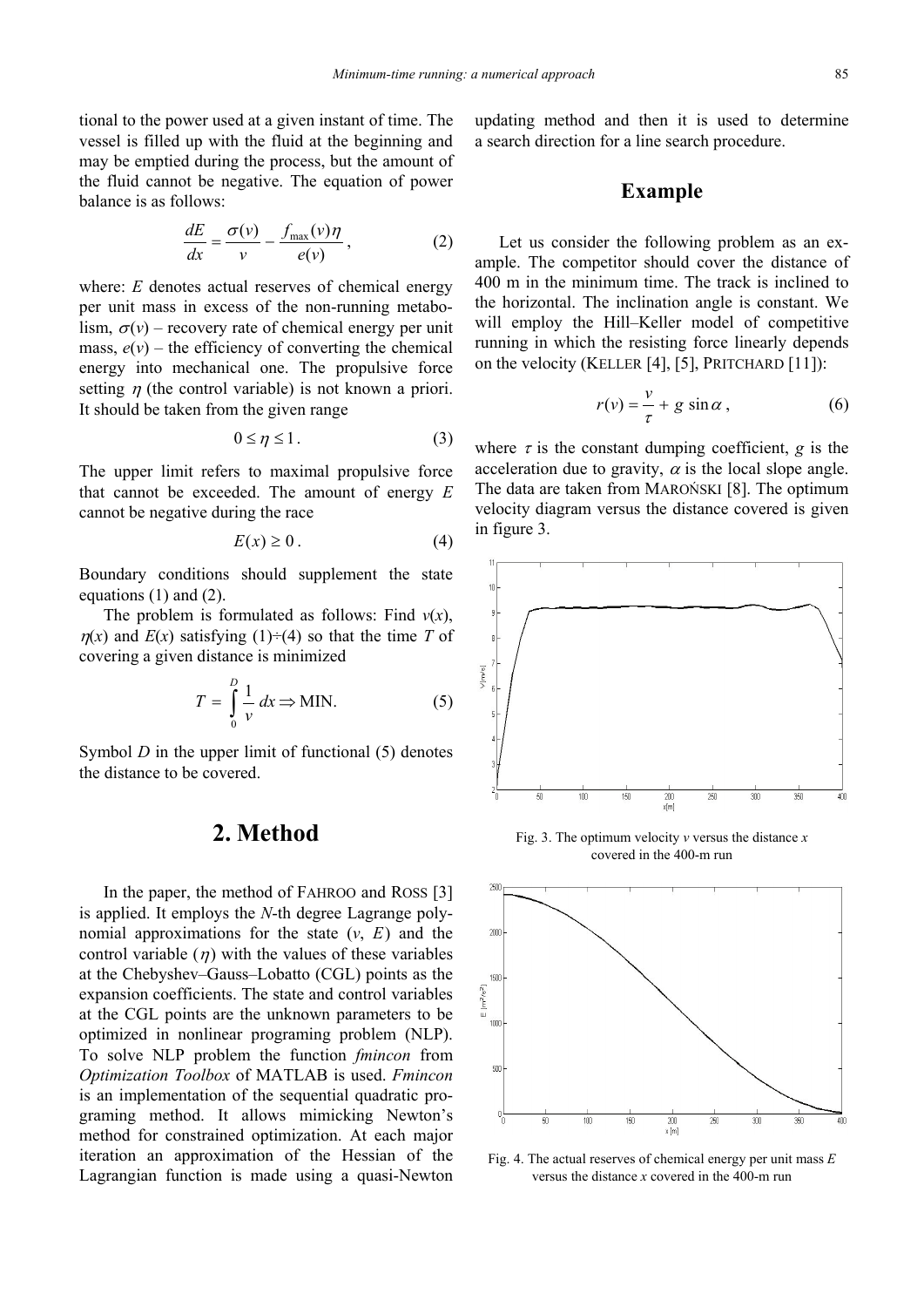tional to the power used at a given instant of time. The vessel is filled up with the fluid at the beginning and may be emptied during the process, but the amount of the fluid cannot be negative. The equation of power balance is as follows:

$$\frac{dE}{dx} = \frac{\sigma(v)}{v} - \frac{f_{\max}(v)\eta}{e(v)}, \tag{2}$$

where: $E$ denotes actual reserves of chemical energy per unit mass in excess of the non-running metabolism, $\sigma(v)$ – recovery rate of chemical energy per unit mass, $e(v)$ – the efficiency of converting the chemical energy into mechanical one. The propulsive force setting $\eta$ (the control variable) is not known a priori. It should be taken from the given range

$$0 \leq \eta \leq 1. \tag{3}$$

The upper limit refers to maximal propulsive force that cannot be exceeded. The amount of energy $E$ cannot be negative during the race

$$E(x) \geq 0. \tag{4}$$

Boundary conditions should supplement the state equations (1) and (2).

The problem is formulated as follows: Find $v(x)$, $\eta(x)$ and $E(x)$ satisfying (1)÷(4) so that the time $T$ of covering a given distance is minimized

$$T = \int_0^D \frac{1}{v}\,dx \Rightarrow \text{MIN}. \tag{5}$$

Symbol $D$ in the upper limit of functional (5) denotes the distance to be covered.

## 2. Method

In the paper, the method of Fahroo and Ross [3] is applied. It employs the $N$-th degree Lagrange polynomial approximations for the state ($v$, $E$) and the control variable ($\eta$) with the values of these variables at the Chebyshev–Gauss–Lobatto (CGL) points as the expansion coefficients. The state and control variables at the CGL points are the unknown parameters to be optimized in nonlinear programing problem (NLP). To solve NLP problem the function *fmincon* from *Optimization Toolbox* of MATLAB is used. *Fmincon* is an implementation of the sequential quadratic programing method. It allows mimicking Newton's method for constrained optimization. At each major iteration an approximation of the Hessian of the Lagrangian function is made using a quasi-Newton updating method and then it is used to determine a search direction for a line search procedure.

## Example

Let us consider the following problem as an example. The competitor should cover the distance of 400 m in the minimum time. The track is inclined to the horizontal. The inclination angle is constant. We will employ the Hill–Keller model of competitive running in which the resisting force linearly depends on the velocity (Keller [4], [5], Pritchard [11]):

$$r(v) = \frac{v}{\tau} + g\sin\alpha, \tag{6}$$

where $\tau$ is the constant dumping coefficient, $g$ is the acceleration due to gravity, $\alpha$ is the local slope angle. The data are taken from Maroński [8]. The optimum velocity diagram versus the distance covered is given in figure 3.

Fig. 3. The optimum velocity $v$ versus the distance $x$ covered in the 400-m run

Fig. 4. The actual reserves of chemical energy per unit mass $E$ versus the distance $x$ covered in the 400-m run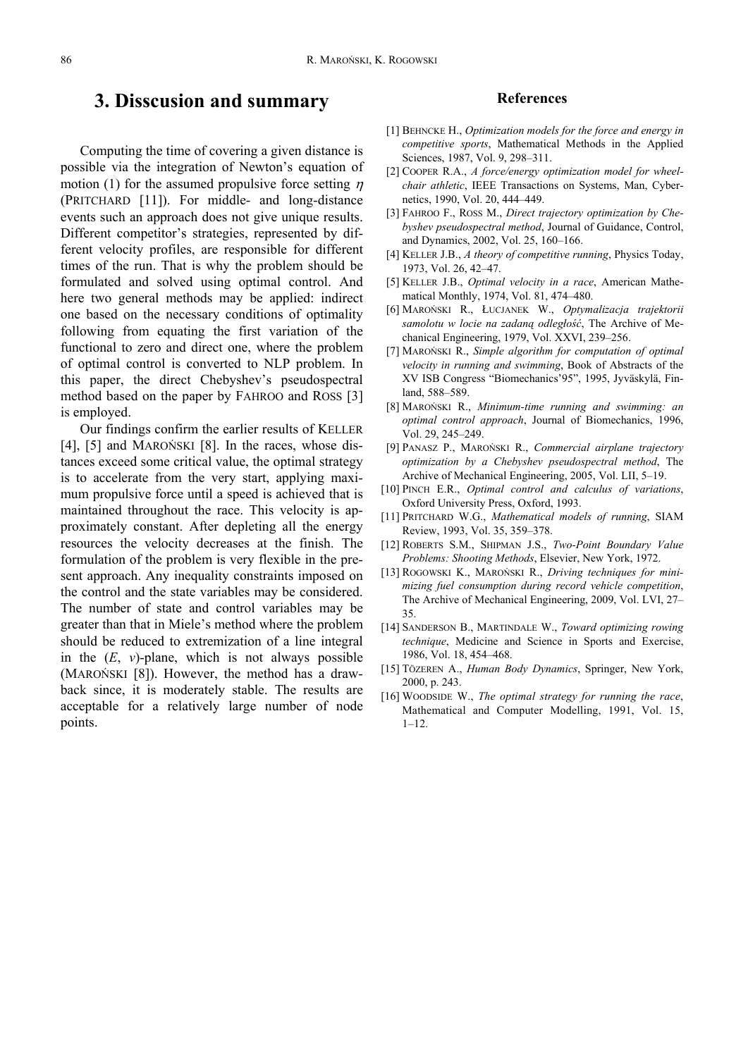# 3. Disscusion and summary

Computing the time of covering a given distance is possible via the integration of Newton's equation of motion (1) for the assumed propulsive force setting $\eta$ (PRITCHARD [11]). For middle- and long-distance events such an approach does not give unique results. Different competitor's strategies, represented by different velocity profiles, are responsible for different times of the run. That is why the problem should be formulated and solved using optimal control. And here two general methods may be applied: indirect one based on the necessary conditions of optimality following from equating the first variation of the functional to zero and direct one, where the problem of optimal control is converted to NLP problem. In this paper, the direct Chebyshev's pseudospectral method based on the paper by FAHROO and ROSS [3] is employed.

Our findings confirm the earlier results of KELLER [4], [5] and MAROŃSKI [8]. In the races, whose distances exceed some critical value, the optimal strategy is to accelerate from the very start, applying maximum propulsive force until a speed is achieved that is maintained throughout the race. This velocity is approximately constant. After depleting all the energy resources the velocity decreases at the finish. The formulation of the problem is very flexible in the present approach. Any inequality constraints imposed on the control and the state variables may be considered. The number of state and control variables may be greater than that in Miele's method where the problem should be reduced to extremization of a line integral in the ($E$, $v$)-plane, which is not always possible (MAROŃSKI [8]). However, the method has a drawback since, it is moderately stable. The results are acceptable for a relatively large number of node points.

## References

[1] BEHNCKE H., *Optimization models for the force and energy in competitive sports*, Mathematical Methods in the Applied Sciences, 1987, Vol. 9, 298–311.

[2] COOPER R.A., *A force/energy optimization model for wheelchair athletic*, IEEE Transactions on Systems, Man, Cybernetics, 1990, Vol. 20, 444–449.

[3] FAHROO F., ROSS M., *Direct trajectory optimization by Chebyshev pseudospectral method*, Journal of Guidance, Control, and Dynamics, 2002, Vol. 25, 160–166.

[4] KELLER J.B., *A theory of competitive running*, Physics Today, 1973, Vol. 26, 42–47.

[5] KELLER J.B., *Optimal velocity in a race*, American Mathematical Monthly, 1974, Vol. 81, 474–480.

[6] MAROŃSKI R., ŁUCJANEK W., *Optymalizacja trajektorii samolotu w locie na zadaną odległość*, The Archive of Mechanical Engineering, 1979, Vol. XXVI, 239–256.

[7] MAROŃSKI R., *Simple algorithm for computation of optimal velocity in running and swimming*, Book of Abstracts of the XV ISB Congress "Biomechanics'95", 1995, Jyväskylä, Finland, 588–589.

[8] MAROŃSKI R., *Minimum-time running and swimming: an optimal control approach*, Journal of Biomechanics, 1996, Vol. 29, 245–249.

[9] PANASZ P., MAROŃSKI R., *Commercial airplane trajectory optimization by a Chebyshev pseudospectral method*, The Archive of Mechanical Engineering, 2005, Vol. LII, 5–19.

[10] PINCH E.R., *Optimal control and calculus of variations*, Oxford University Press, Oxford, 1993.

[11] PRITCHARD W.G., *Mathematical models of running*, SIAM Review, 1993, Vol. 35, 359–378.

[12] ROBERTS S.M., SHIPMAN J.S., *Two-Point Boundary Value Problems: Shooting Methods*, Elsevier, New York, 1972.

[13] ROGOWSKI K., MAROŃSKI R., *Driving techniques for minimizing fuel consumption during record vehicle competition*, The Archive of Mechanical Engineering, 2009, Vol. LVI, 27–35.

[14] SANDERSON B., MARTINDALE W., *Toward optimizing rowing technique*, Medicine and Science in Sports and Exercise, 1986, Vol. 18, 454–468.

[15] TÖZEREN A., *Human Body Dynamics*, Springer, New York, 2000, p. 243.

[16] WOODSIDE W., *The optimal strategy for running the race*, Mathematical and Computer Modelling, 1991, Vol. 15, 1–12.